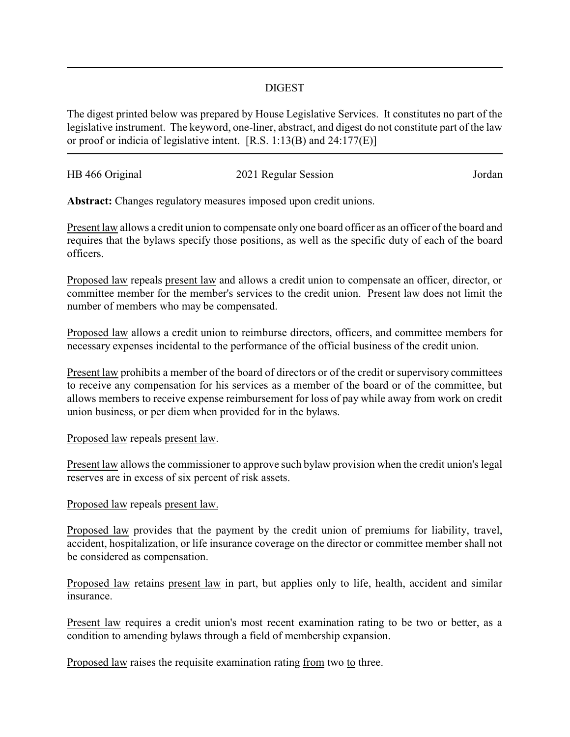## DIGEST

The digest printed below was prepared by House Legislative Services. It constitutes no part of the legislative instrument. The keyword, one-liner, abstract, and digest do not constitute part of the law or proof or indicia of legislative intent. [R.S. 1:13(B) and 24:177(E)]

HB 466 Original — 2021 Regular Session — Jordan

**Abstract:** Changes regulatory measures imposed upon credit unions.

Present law allows a credit union to compensate only one board officer as an officer of the board and requires that the bylaws specify those positions, as well as the specific duty of each of the board officers.

Proposed law repeals present law and allows a credit union to compensate an officer, director, or committee member for the member's services to the credit union. Present law does not limit the number of members who may be compensated.

Proposed law allows a credit union to reimburse directors, officers, and committee members for necessary expenses incidental to the performance of the official business of the credit union.

Present law prohibits a member of the board of directors or of the credit or supervisory committees to receive any compensation for his services as a member of the board or of the committee, but allows members to receive expense reimbursement for loss of pay while away from work on credit union business, or per diem when provided for in the bylaws.

Proposed law repeals present law.

Present law allows the commissioner to approve such bylaw provision when the credit union's legal reserves are in excess of six percent of risk assets.

Proposed law repeals present law.

Proposed law provides that the payment by the credit union of premiums for liability, travel, accident, hospitalization, or life insurance coverage on the director or committee member shall not be considered as compensation.

Proposed law retains present law in part, but applies only to life, health, accident and similar insurance.

Present law requires a credit union's most recent examination rating to be two or better, as a condition to amending bylaws through a field of membership expansion.

Proposed law raises the requisite examination rating from two to three.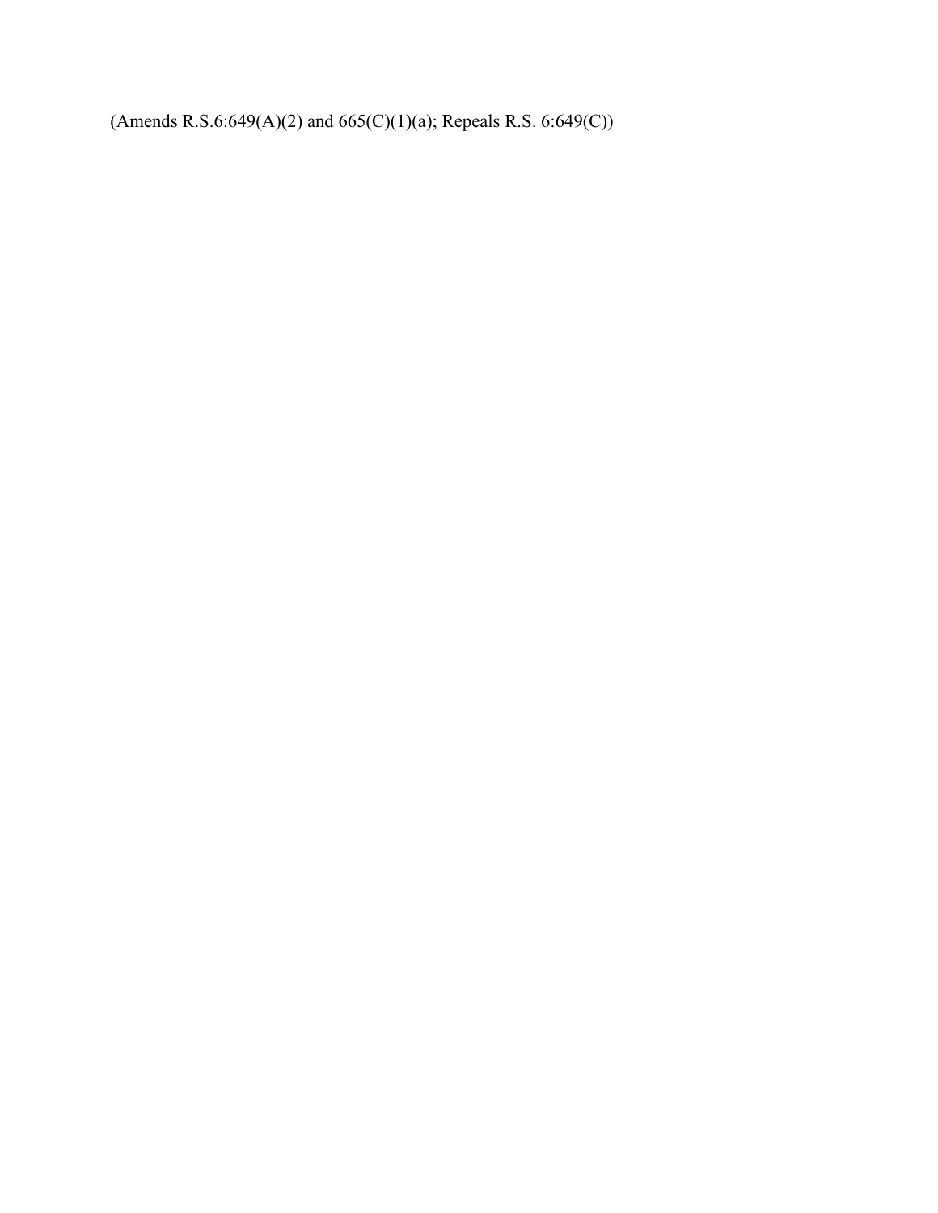(Amends R.S.6:649(A)(2) and 665(C)(1)(a); Repeals R.S. 6:649(C))